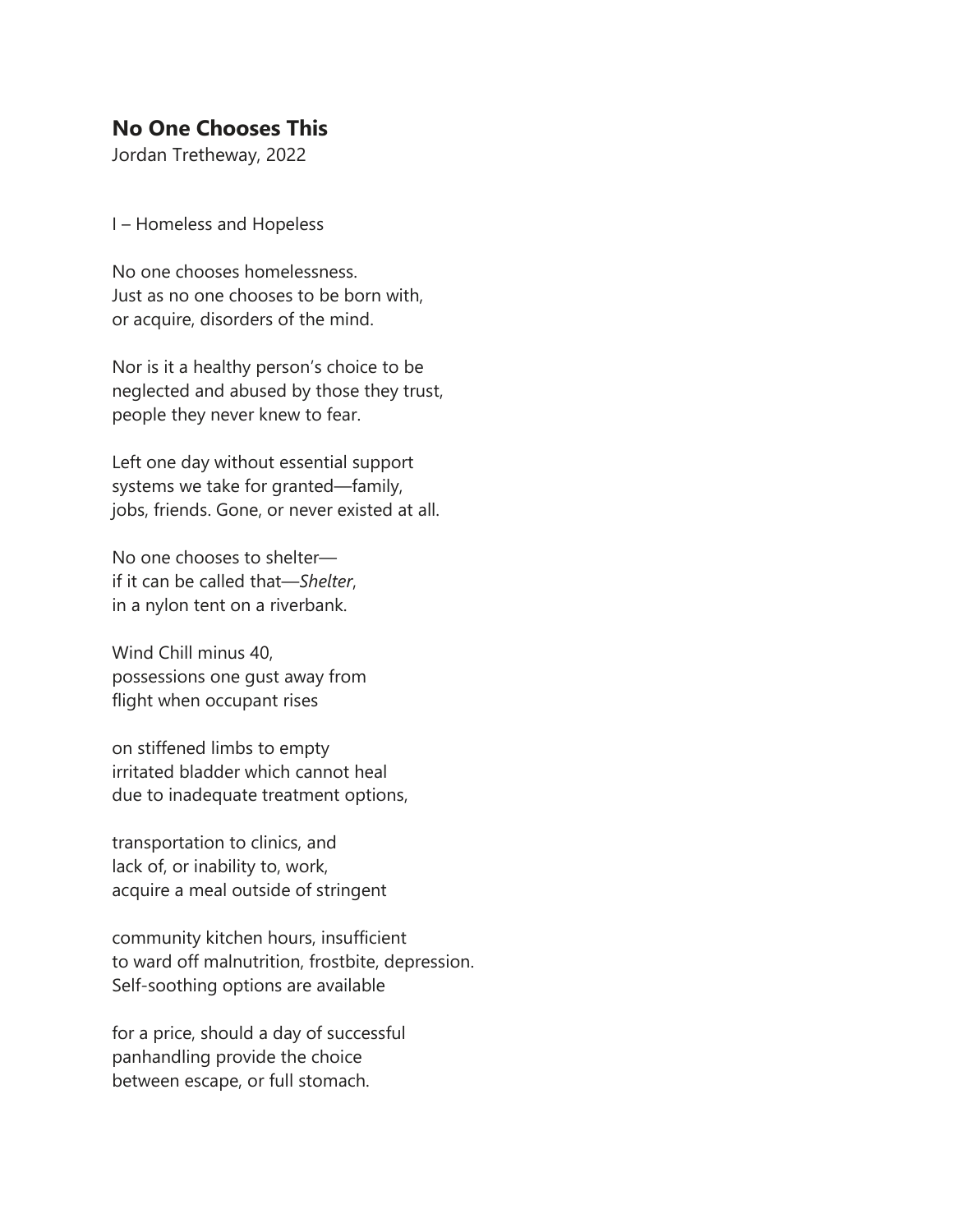## **No One Chooses This**

Jordan Tretheway, 2022

I – Homeless and Hopeless

No one chooses homelessness.  
Just as no one chooses to be born with,  
or acquire, disorders of the mind.

Nor is it a healthy person's choice to be  
neglected and abused by those they trust,  
people they never knew to fear.

Left one day without essential support  
systems we take for granted—family,  
jobs, friends. Gone, or never existed at all.

No one chooses to shelter—  
if it can be called that—*Shelter*,  
in a nylon tent on a riverbank.

Wind Chill minus 40,  
possessions one gust away from  
flight when occupant rises

on stiffened limbs to empty  
irritated bladder which cannot heal  
due to inadequate treatment options,

transportation to clinics, and  
lack of, or inability to, work,  
acquire a meal outside of stringent

community kitchen hours, insufficient  
to ward off malnutrition, frostbite, depression.  
Self-soothing options are available

for a price, should a day of successful  
panhandling provide the choice  
between escape, or full stomach.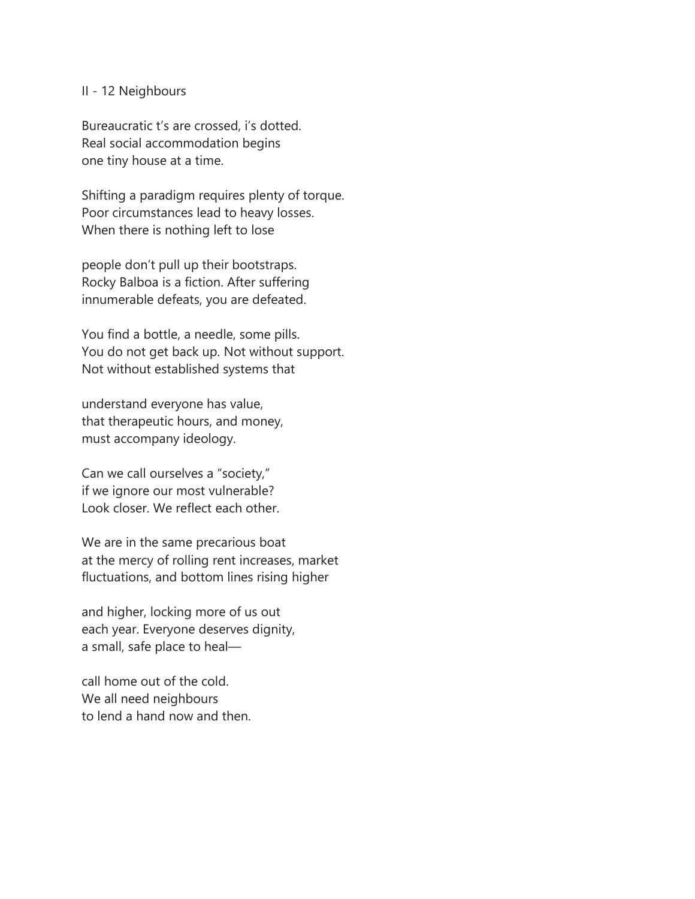II - 12 Neighbours

Bureaucratic t's are crossed, i's dotted.
Real social accommodation begins
one tiny house at a time.

Shifting a paradigm requires plenty of torque.
Poor circumstances lead to heavy losses.
When there is nothing left to lose

people don't pull up their bootstraps.
Rocky Balboa is a fiction. After suffering
innumerable defeats, you are defeated.

You find a bottle, a needle, some pills.
You do not get back up. Not without support.
Not without established systems that

understand everyone has value,
that therapeutic hours, and money,
must accompany ideology.

Can we call ourselves a "society,"
if we ignore our most vulnerable?
Look closer. We reflect each other.

We are in the same precarious boat
at the mercy of rolling rent increases, market
fluctuations, and bottom lines rising higher

and higher, locking more of us out
each year. Everyone deserves dignity,
a small, safe place to heal—

call home out of the cold.
We all need neighbours
to lend a hand now and then.